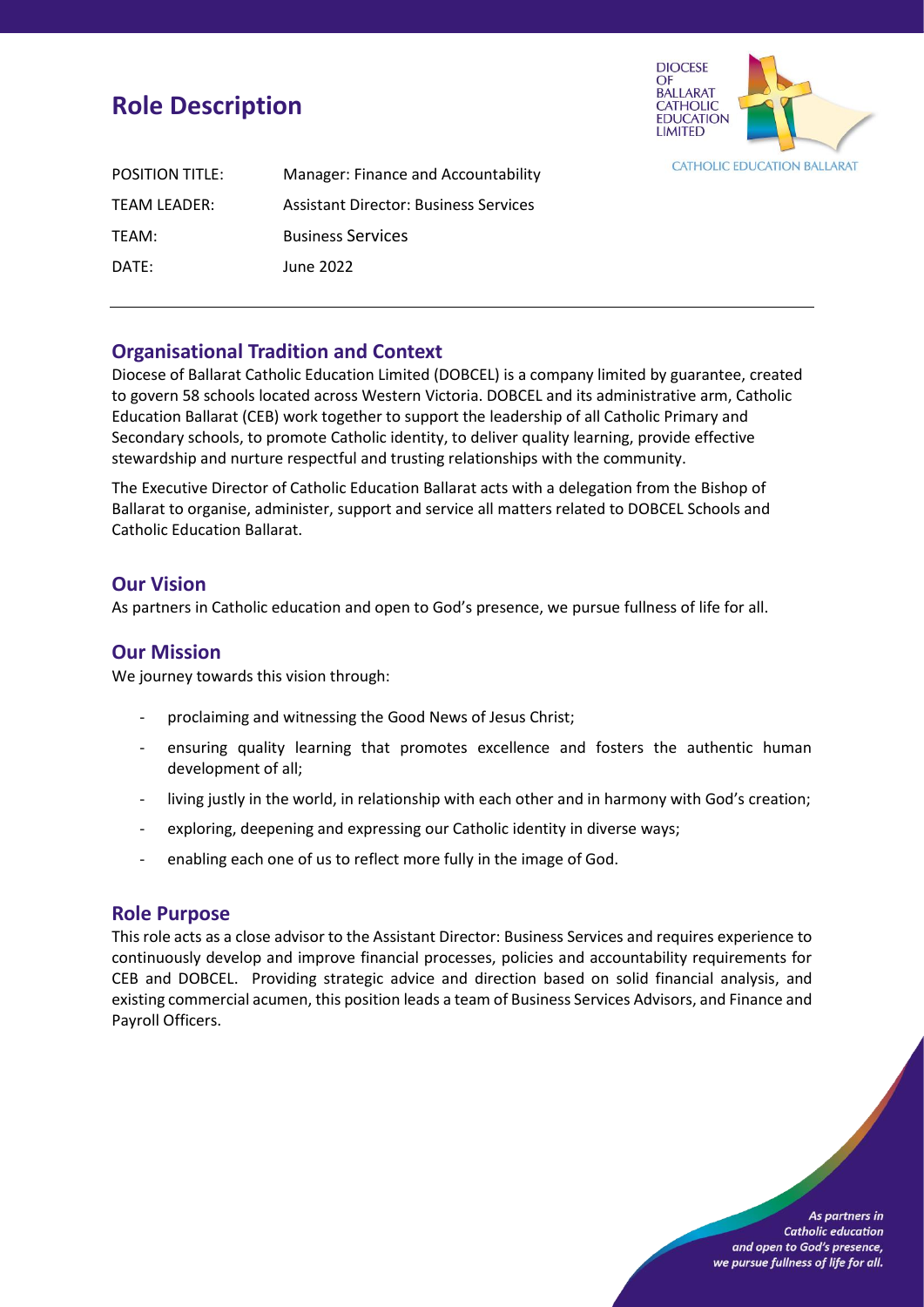# Role Description

| | |
|---|---|
| POSITION TITLE: | Manager: Finance and Accountability |
| TEAM LEADER: | Assistant Director: Business Services |
| TEAM: | Business Services |
| DATE: | June 2022 |

## Organisational Tradition and Context

Diocese of Ballarat Catholic Education Limited (DOBCEL) is a company limited by guarantee, created to govern 58 schools located across Western Victoria. DOBCEL and its administrative arm, Catholic Education Ballarat (CEB) work together to support the leadership of all Catholic Primary and Secondary schools, to promote Catholic identity, to deliver quality learning, provide effective stewardship and nurture respectful and trusting relationships with the community.

The Executive Director of Catholic Education Ballarat acts with a delegation from the Bishop of Ballarat to organise, administer, support and service all matters related to DOBCEL Schools and Catholic Education Ballarat.

## Our Vision

As partners in Catholic education and open to God's presence, we pursue fullness of life for all.

## Our Mission

We journey towards this vision through:

- proclaiming and witnessing the Good News of Jesus Christ;
- ensuring quality learning that promotes excellence and fosters the authentic human development of all;
- living justly in the world, in relationship with each other and in harmony with God's creation;
- exploring, deepening and expressing our Catholic identity in diverse ways;
- enabling each one of us to reflect more fully in the image of God.

## Role Purpose

This role acts as a close advisor to the Assistant Director: Business Services and requires experience to continuously develop and improve financial processes, policies and accountability requirements for CEB and DOBCEL. Providing strategic advice and direction based on solid financial analysis, and existing commercial acumen, this position leads a team of Business Services Advisors, and Finance and Payroll Officers.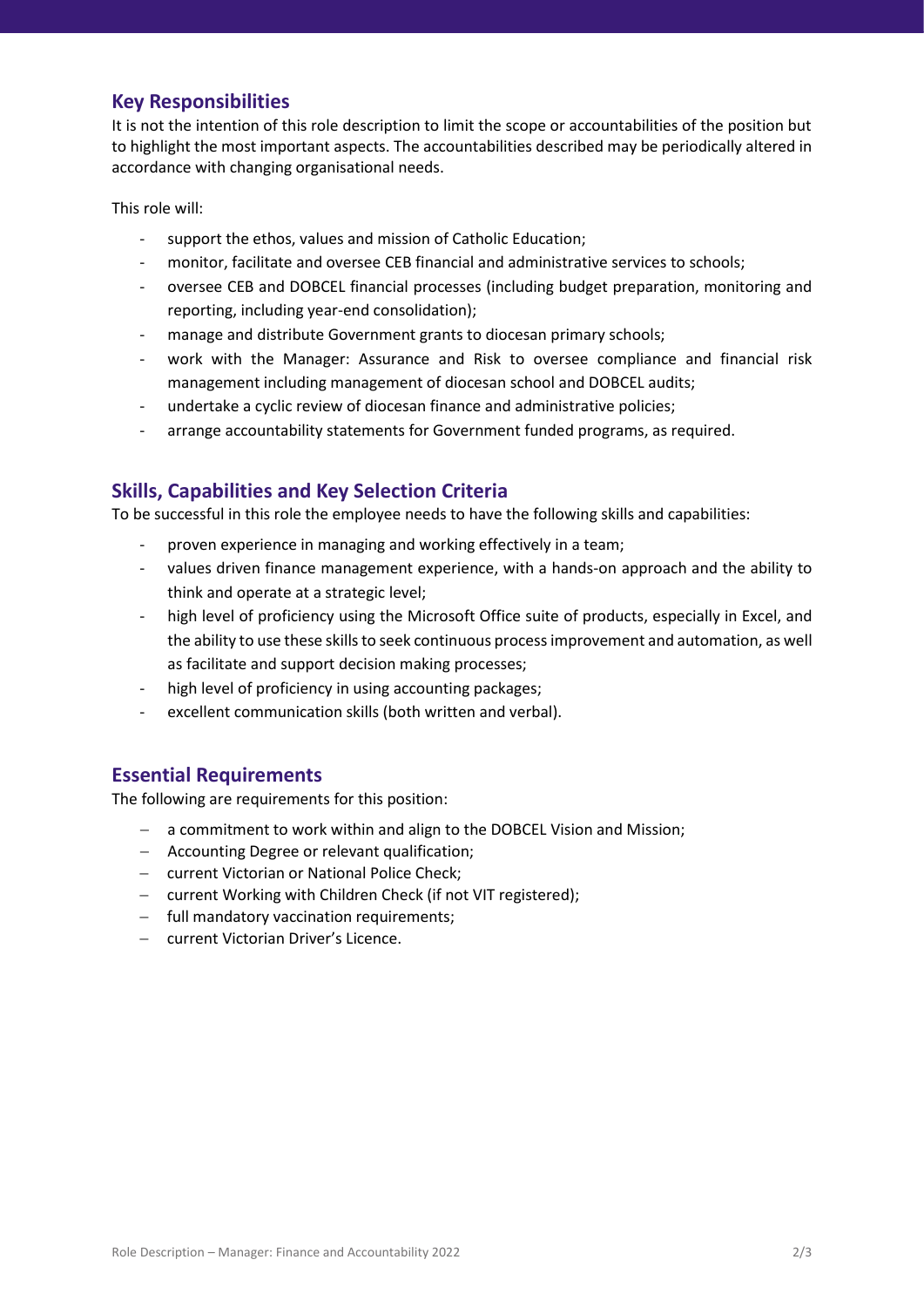## Key Responsibilities

It is not the intention of this role description to limit the scope or accountabilities of the position but to highlight the most important aspects. The accountabilities described may be periodically altered in accordance with changing organisational needs.

This role will:

- support the ethos, values and mission of Catholic Education;
- monitor, facilitate and oversee CEB financial and administrative services to schools;
- oversee CEB and DOBCEL financial processes (including budget preparation, monitoring and reporting, including year-end consolidation);
- manage and distribute Government grants to diocesan primary schools;
- work with the Manager: Assurance and Risk to oversee compliance and financial risk management including management of diocesan school and DOBCEL audits;
- undertake a cyclic review of diocesan finance and administrative policies;
- arrange accountability statements for Government funded programs, as required.

## Skills, Capabilities and Key Selection Criteria

To be successful in this role the employee needs to have the following skills and capabilities:

- proven experience in managing and working effectively in a team;
- values driven finance management experience, with a hands-on approach and the ability to think and operate at a strategic level;
- high level of proficiency using the Microsoft Office suite of products, especially in Excel, and the ability to use these skills to seek continuous process improvement and automation, as well as facilitate and support decision making processes;
- high level of proficiency in using accounting packages;
- excellent communication skills (both written and verbal).

## Essential Requirements

The following are requirements for this position:

- a commitment to work within and align to the DOBCEL Vision and Mission;
- Accounting Degree or relevant qualification;
- current Victorian or National Police Check;
- current Working with Children Check (if not VIT registered);
- full mandatory vaccination requirements;
- current Victorian Driver's Licence.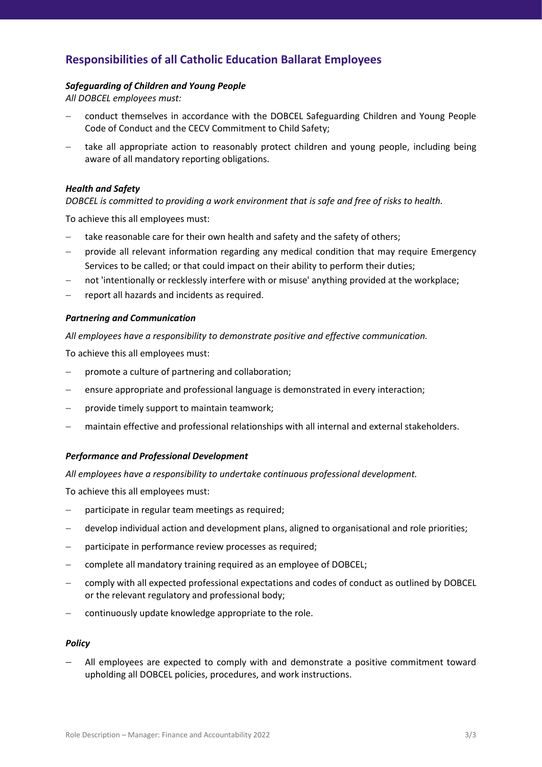## Responsibilities of all Catholic Education Ballarat Employees

***Safeguarding of Children and Young People***

*All DOBCEL employees must:*

- conduct themselves in accordance with the DOBCEL Safeguarding Children and Young People Code of Conduct and the CECV Commitment to Child Safety;
- take all appropriate action to reasonably protect children and young people, including being aware of all mandatory reporting obligations.

***Health and Safety***

*DOBCEL is committed to providing a work environment that is safe and free of risks to health.*

To achieve this all employees must:

- take reasonable care for their own health and safety and the safety of others;
- provide all relevant information regarding any medical condition that may require Emergency Services to be called; or that could impact on their ability to perform their duties;
- not 'intentionally or recklessly interfere with or misuse' anything provided at the workplace;
- report all hazards and incidents as required.

***Partnering and Communication***

*All employees have a responsibility to demonstrate positive and effective communication.*

To achieve this all employees must:

- promote a culture of partnering and collaboration;
- ensure appropriate and professional language is demonstrated in every interaction;
- provide timely support to maintain teamwork;
- maintain effective and professional relationships with all internal and external stakeholders.

***Performance and Professional Development***

*All employees have a responsibility to undertake continuous professional development.*

To achieve this all employees must:

- participate in regular team meetings as required;
- develop individual action and development plans, aligned to organisational and role priorities;
- participate in performance review processes as required;
- complete all mandatory training required as an employee of DOBCEL;
- comply with all expected professional expectations and codes of conduct as outlined by DOBCEL or the relevant regulatory and professional body;
- continuously update knowledge appropriate to the role.

***Policy***

- All employees are expected to comply with and demonstrate a positive commitment toward upholding all DOBCEL policies, procedures, and work instructions.